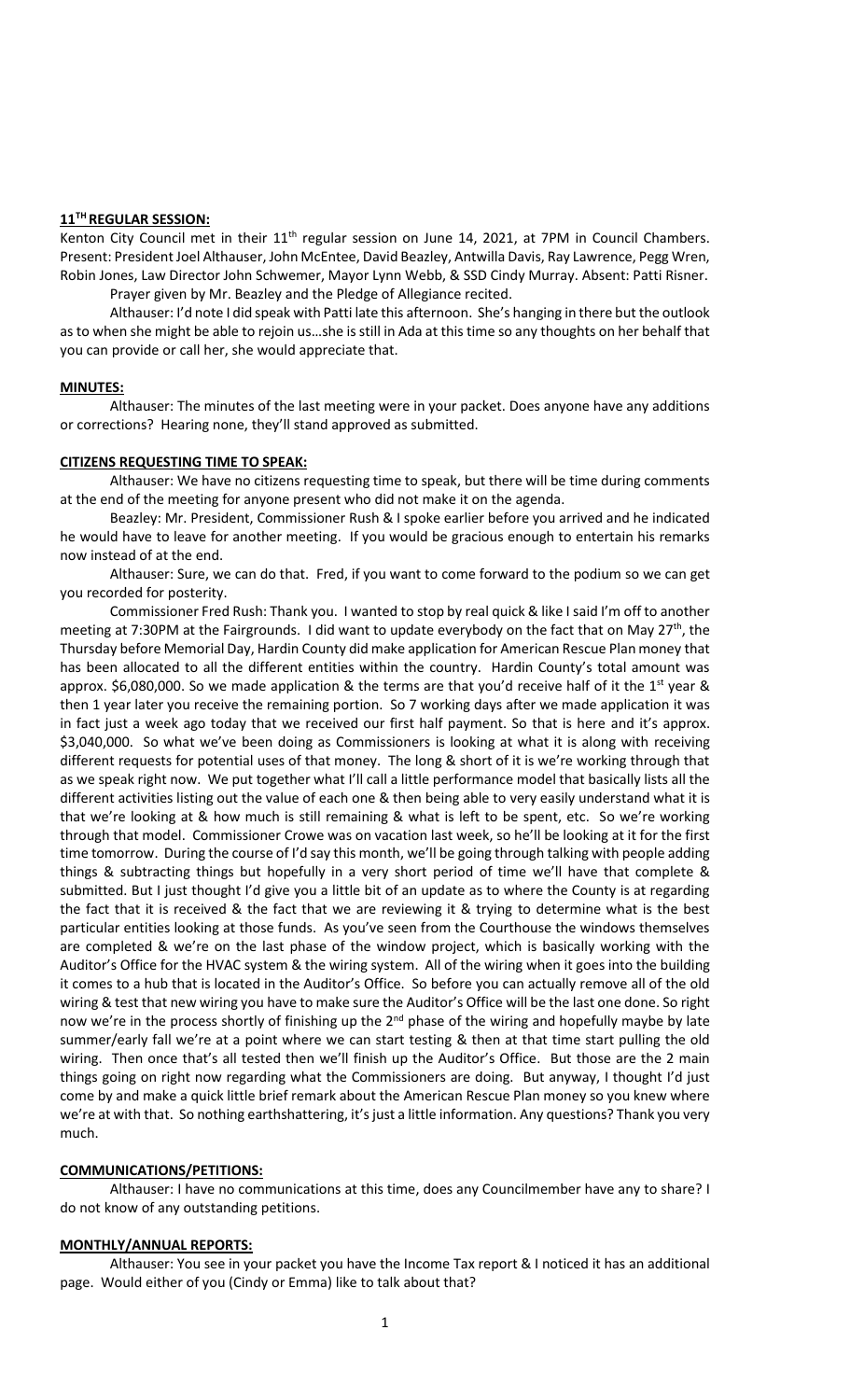## **11[TH] REGULAR SESSION:**

Kenton City Council met in their 11[th] regular session on June 14, 2021, at 7PM in Council Chambers. Present: President Joel Althauser, John McEntee, David Beazley, Antwilla Davis, Ray Lawrence, Pegg Wren, Robin Jones, Law Director John Schwemer, Mayor Lynn Webb, & SSD Cindy Murray. Absent: Patti Risner.

Prayer given by Mr. Beazley and the Pledge of Allegiance recited.

Althauser: I'd note I did speak with Patti late this afternoon. She's hanging in there but the outlook as to when she might be able to rejoin us…she is still in Ada at this time so any thoughts on her behalf that you can provide or call her, she would appreciate that.

## **MINUTES:**

Althauser: The minutes of the last meeting were in your packet. Does anyone have any additions or corrections? Hearing none, they'll stand approved as submitted.

## **CITIZENS REQUESTING TIME TO SPEAK:**

Althauser: We have no citizens requesting time to speak, but there will be time during comments at the end of the meeting for anyone present who did not make it on the agenda.

Beazley: Mr. President, Commissioner Rush & I spoke earlier before you arrived and he indicated he would have to leave for another meeting. If you would be gracious enough to entertain his remarks now instead of at the end.

Althauser: Sure, we can do that. Fred, if you want to come forward to the podium so we can get you recorded for posterity.

Commissioner Fred Rush: Thank you. I wanted to stop by real quick & like I said I'm off to another meeting at 7:30PM at the Fairgrounds. I did want to update everybody on the fact that on May 27[th], the Thursday before Memorial Day, Hardin County did make application for American Rescue Plan money that has been allocated to all the different entities within the country. Hardin County's total amount was approx. $6,080,000. So we made application & the terms are that you'd receive half of it the 1[st] year & then 1 year later you receive the remaining portion. So 7 working days after we made application it was in fact just a week ago today that we received our first half payment. So that is here and it's approx. $3,040,000. So what we've been doing as Commissioners is looking at what it is along with receiving different requests for potential uses of that money. The long & short of it is we're working through that as we speak right now. We put together what I'll call a little performance model that basically lists all the different activities listing out the value of each one & then being able to very easily understand what it is that we're looking at & how much is still remaining & what is left to be spent, etc. So we're working through that model. Commissioner Crowe was on vacation last week, so he'll be looking at it for the first time tomorrow. During the course of I'd say this month, we'll be going through talking with people adding things & subtracting things but hopefully in a very short period of time we'll have that complete & submitted. But I just thought I'd give you a little bit of an update as to where the County is at regarding the fact that it is received & the fact that we are reviewing it & trying to determine what is the best particular entities looking at those funds. As you've seen from the Courthouse the windows themselves are completed & we're on the last phase of the window project, which is basically working with the Auditor's Office for the HVAC system & the wiring system. All of the wiring when it goes into the building it comes to a hub that is located in the Auditor's Office. So before you can actually remove all of the old wiring & test that new wiring you have to make sure the Auditor's Office will be the last one done. So right now we're in the process shortly of finishing up the 2[nd] phase of the wiring and hopefully maybe by late summer/early fall we're at a point where we can start testing & then at that time start pulling the old wiring. Then once that's all tested then we'll finish up the Auditor's Office. But those are the 2 main things going on right now regarding what the Commissioners are doing. But anyway, I thought I'd just come by and make a quick little brief remark about the American Rescue Plan money so you knew where we're at with that. So nothing earthshattering, it's just a little information. Any questions? Thank you very much.

## **COMMUNICATIONS/PETITIONS:**

Althauser: I have no communications at this time, does any Councilmember have any to share? I do not know of any outstanding petitions.

## **MONTHLY/ANNUAL REPORTS:**

Althauser: You see in your packet you have the Income Tax report & I noticed it has an additional page. Would either of you (Cindy or Emma) like to talk about that?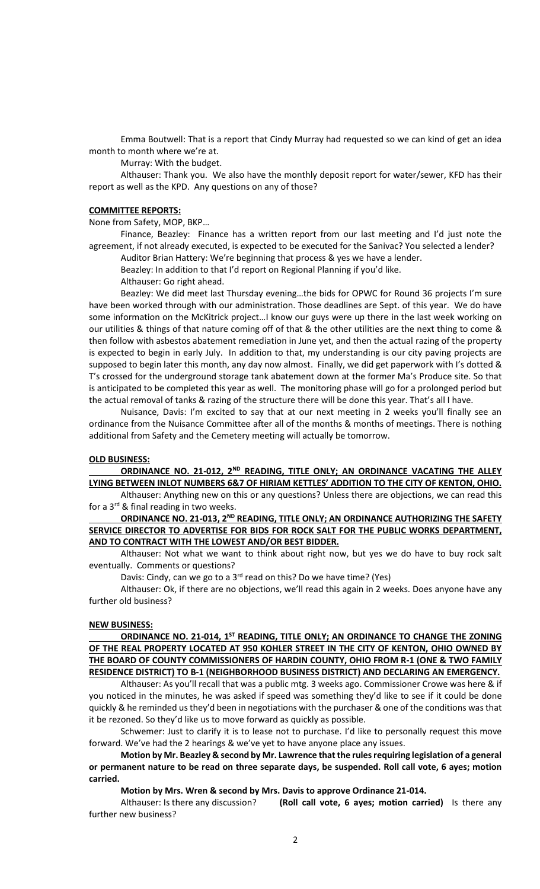Emma Boutwell: That is a report that Cindy Murray had requested so we can kind of get an idea month to month where we're at.

Murray: With the budget.

Althauser: Thank you. We also have the monthly deposit report for water/sewer, KFD has their report as well as the KPD. Any questions on any of those?

**COMMITTEE REPORTS:**

None from Safety, MOP, BKP…

Finance, Beazley: Finance has a written report from our last meeting and I'd just note the agreement, if not already executed, is expected to be executed for the Sanivac? You selected a lender?

Auditor Brian Hattery: We're beginning that process & yes we have a lender.

Beazley: In addition to that I'd report on Regional Planning if you'd like.

Althauser: Go right ahead.

Beazley: We did meet last Thursday evening…the bids for OPWC for Round 36 projects I'm sure have been worked through with our administration. Those deadlines are Sept. of this year. We do have some information on the McKitrick project…I know our guys were up there in the last week working on our utilities & things of that nature coming off of that & the other utilities are the next thing to come & then follow with asbestos abatement remediation in June yet, and then the actual razing of the property is expected to begin in early July. In addition to that, my understanding is our city paving projects are supposed to begin later this month, any day now almost. Finally, we did get paperwork with I's dotted & T's crossed for the underground storage tank abatement down at the former Ma's Produce site. So that is anticipated to be completed this year as well. The monitoring phase will go for a prolonged period but the actual removal of tanks & razing of the structure there will be done this year. That's all I have.

Nuisance, Davis: I'm excited to say that at our next meeting in 2 weeks you'll finally see an ordinance from the Nuisance Committee after all of the months & months of meetings. There is nothing additional from Safety and the Cemetery meeting will actually be tomorrow.

**OLD BUSINESS:**

**ORDINANCE NO. 21-012, 2ND READING, TITLE ONLY; AN ORDINANCE VACATING THE ALLEY LYING BETWEEN INLOT NUMBERS 6&7 OF HIRIAM KETTLES' ADDITION TO THE CITY OF KENTON, OHIO.**

Althauser: Anything new on this or any questions? Unless there are objections, we can read this for a 3rd & final reading in two weeks.

**ORDINANCE NO. 21-013, 2ND READING, TITLE ONLY; AN ORDINANCE AUTHORIZING THE SAFETY SERVICE DIRECTOR TO ADVERTISE FOR BIDS FOR ROCK SALT FOR THE PUBLIC WORKS DEPARTMENT, AND TO CONTRACT WITH THE LOWEST AND/OR BEST BIDDER.**

Althauser: Not what we want to think about right now, but yes we do have to buy rock salt eventually. Comments or questions?

Davis: Cindy, can we go to a 3rd read on this? Do we have time? (Yes)

Althauser: Ok, if there are no objections, we'll read this again in 2 weeks. Does anyone have any further old business?

**NEW BUSINESS:**

**ORDINANCE NO. 21-014, 1ST READING, TITLE ONLY; AN ORDINANCE TO CHANGE THE ZONING OF THE REAL PROPERTY LOCATED AT 950 KOHLER STREET IN THE CITY OF KENTON, OHIO OWNED BY THE BOARD OF COUNTY COMMISSIONERS OF HARDIN COUNTY, OHIO FROM R-1 (ONE & TWO FAMILY RESIDENCE DISTRICT) TO B-1 (NEIGHBORHOOD BUSINESS DISTRICT) AND DECLARING AN EMERGENCY.**

Althauser: As you'll recall that was a public mtg. 3 weeks ago. Commissioner Crowe was here & if you noticed in the minutes, he was asked if speed was something they'd like to see if it could be done quickly & he reminded us they'd been in negotiations with the purchaser & one of the conditions was that it be rezoned. So they'd like us to move forward as quickly as possible.

Schwemer: Just to clarify it is to lease not to purchase. I'd like to personally request this move forward. We've had the 2 hearings & we've yet to have anyone place any issues.

**Motion by Mr. Beazley & second by Mr. Lawrence that the rules requiring legislation of a general or permanent nature to be read on three separate days, be suspended. Roll call vote, 6 ayes; motion carried.**

**Motion by Mrs. Wren & second by Mrs. Davis to approve Ordinance 21-014.**

Althauser: Is there any discussion? **(Roll call vote, 6 ayes; motion carried)** Is there any further new business?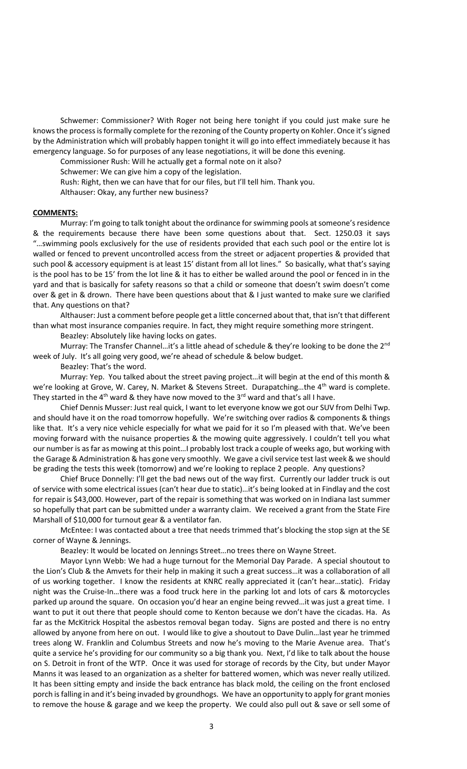Schwemer: Commissioner? With Roger not being here tonight if you could just make sure he knows the process is formally complete for the rezoning of the County property on Kohler. Once it's signed by the Administration which will probably happen tonight it will go into effect immediately because it has emergency language. So for purposes of any lease negotiations, it will be done this evening.

Commissioner Rush: Will he actually get a formal note on it also?

Schwemer: We can give him a copy of the legislation.

Rush: Right, then we can have that for our files, but I'll tell him. Thank you.

Althauser: Okay, any further new business?

**COMMENTS:**

Murray: I'm going to talk tonight about the ordinance for swimming pools at someone's residence & the requirements because there have been some questions about that. Sect. 1250.03 it says "…swimming pools exclusively for the use of residents provided that each such pool or the entire lot is walled or fenced to prevent uncontrolled access from the street or adjacent properties & provided that such pool & accessory equipment is at least 15' distant from all lot lines." So basically, what that's saying is the pool has to be 15' from the lot line & it has to either be walled around the pool or fenced in in the yard and that is basically for safety reasons so that a child or someone that doesn't swim doesn't come over & get in & drown. There have been questions about that & I just wanted to make sure we clarified that. Any questions on that?

Althauser: Just a comment before people get a little concerned about that, that isn't that different than what most insurance companies require. In fact, they might require something more stringent.

Beazley: Absolutely like having locks on gates.

Murray: The Transfer Channel…it's a little ahead of schedule & they're looking to be done the 2nd week of July. It's all going very good, we're ahead of schedule & below budget.

Beazley: That's the word.

Murray: Yep. You talked about the street paving project…it will begin at the end of this month & we're looking at Grove, W. Carey, N. Market & Stevens Street. Durapatching…the 4th ward is complete. They started in the 4th ward & they have now moved to the 3rd ward and that's all I have.

Chief Dennis Musser: Just real quick, I want to let everyone know we got our SUV from Delhi Twp. and should have it on the road tomorrow hopefully. We're switching over radios & components & things like that. It's a very nice vehicle especially for what we paid for it so I'm pleased with that. We've been moving forward with the nuisance properties & the mowing quite aggressively. I couldn't tell you what our number is as far as mowing at this point…I probably lost track a couple of weeks ago, but working with the Garage & Administration & has gone very smoothly. We gave a civil service test last week & we should be grading the tests this week (tomorrow) and we're looking to replace 2 people. Any questions?

Chief Bruce Donnelly: I'll get the bad news out of the way first. Currently our ladder truck is out of service with some electrical issues (can't hear due to static)…it's being looked at in Findlay and the cost for repair is $43,000. However, part of the repair is something that was worked on in Indiana last summer so hopefully that part can be submitted under a warranty claim. We received a grant from the State Fire Marshall of $10,000 for turnout gear & a ventilator fan.

McEntee: I was contacted about a tree that needs trimmed that's blocking the stop sign at the SE corner of Wayne & Jennings.

Beazley: It would be located on Jennings Street…no trees there on Wayne Street.

Mayor Lynn Webb: We had a huge turnout for the Memorial Day Parade. A special shoutout to the Lion's Club & the Amvets for their help in making it such a great success…it was a collaboration of all of us working together. I know the residents at KNRC really appreciated it (can't hear…static). Friday night was the Cruise-In…there was a food truck here in the parking lot and lots of cars & motorcycles parked up around the square. On occasion you'd hear an engine being revved…it was just a great time. I want to put it out there that people should come to Kenton because we don't have the cicadas. Ha. As far as the McKitrick Hospital the asbestos removal began today. Signs are posted and there is no entry allowed by anyone from here on out. I would like to give a shoutout to Dave Dulin…last year he trimmed trees along W. Franklin and Columbus Streets and now he's moving to the Marie Avenue area. That's quite a service he's providing for our community so a big thank you. Next, I'd like to talk about the house on S. Detroit in front of the WTP. Once it was used for storage of records by the City, but under Mayor Manns it was leased to an organization as a shelter for battered women, which was never really utilized. It has been sitting empty and inside the back entrance has black mold, the ceiling on the front enclosed porch is falling in and it's being invaded by groundhogs. We have an opportunity to apply for grant monies to remove the house & garage and we keep the property. We could also pull out & save or sell some of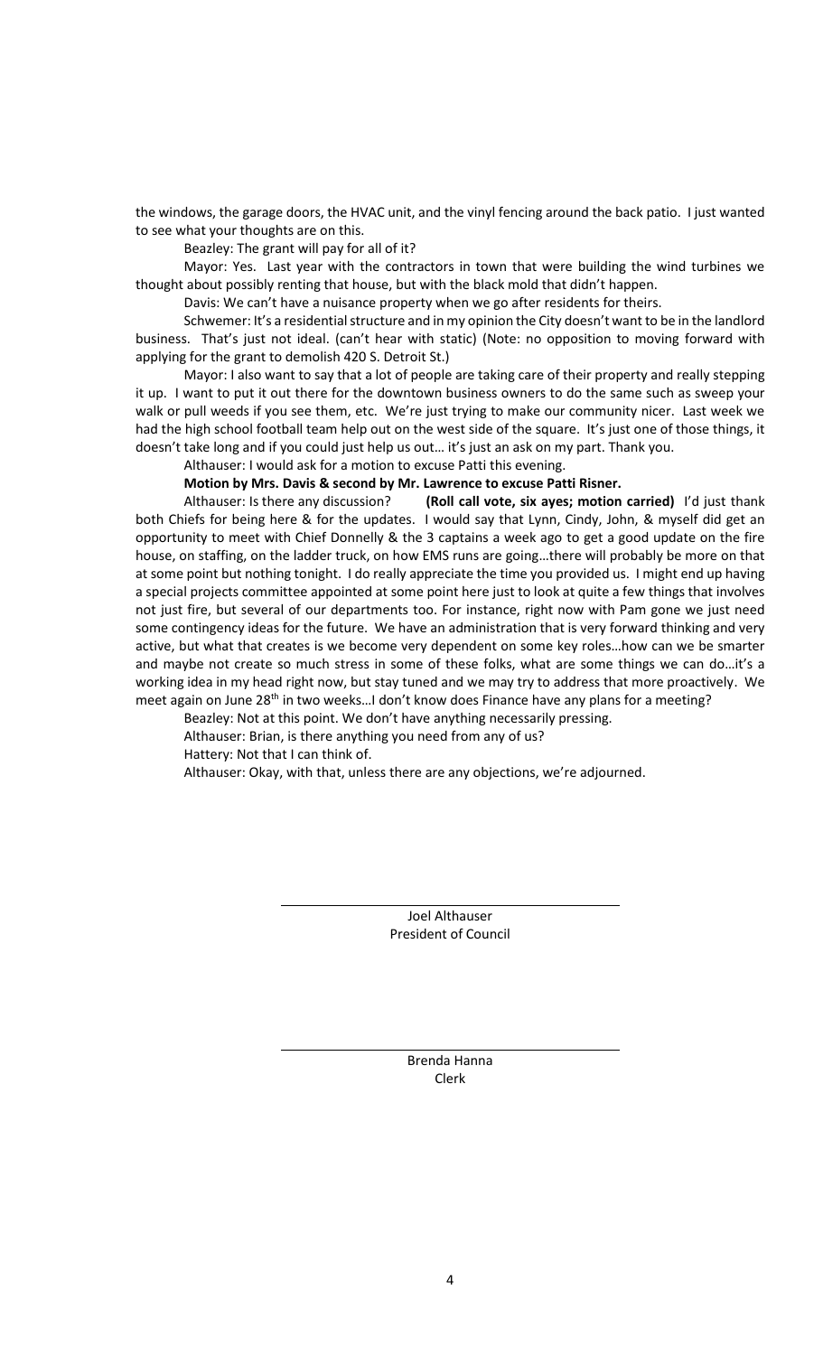the windows, the garage doors, the HVAC unit, and the vinyl fencing around the back patio. I just wanted to see what your thoughts are on this.

Beazley: The grant will pay for all of it?

Mayor: Yes. Last year with the contractors in town that were building the wind turbines we thought about possibly renting that house, but with the black mold that didn't happen.

Davis: We can't have a nuisance property when we go after residents for theirs.

Schwemer: It's a residential structure and in my opinion the City doesn't want to be in the landlord business. That's just not ideal. (can't hear with static) (Note: no opposition to moving forward with applying for the grant to demolish 420 S. Detroit St.)

Mayor: I also want to say that a lot of people are taking care of their property and really stepping it up. I want to put it out there for the downtown business owners to do the same such as sweep your walk or pull weeds if you see them, etc. We're just trying to make our community nicer. Last week we had the high school football team help out on the west side of the square. It's just one of those things, it doesn't take long and if you could just help us out… it's just an ask on my part. Thank you.

Althauser: I would ask for a motion to excuse Patti this evening.

**Motion by Mrs. Davis & second by Mr. Lawrence to excuse Patti Risner.**

Althauser: Is there any discussion? **(Roll call vote, six ayes; motion carried)** I'd just thank both Chiefs for being here & for the updates. I would say that Lynn, Cindy, John, & myself did get an opportunity to meet with Chief Donnelly & the 3 captains a week ago to get a good update on the fire house, on staffing, on the ladder truck, on how EMS runs are going…there will probably be more on that at some point but nothing tonight. I do really appreciate the time you provided us. I might end up having a special projects committee appointed at some point here just to look at quite a few things that involves not just fire, but several of our departments too. For instance, right now with Pam gone we just need some contingency ideas for the future. We have an administration that is very forward thinking and very active, but what that creates is we become very dependent on some key roles…how can we be smarter and maybe not create so much stress in some of these folks, what are some things we can do…it's a working idea in my head right now, but stay tuned and we may try to address that more proactively. We meet again on June 28th in two weeks…I don't know does Finance have any plans for a meeting?

Beazley: Not at this point. We don't have anything necessarily pressing.

Althauser: Brian, is there anything you need from any of us?

Hattery: Not that I can think of.

Althauser: Okay, with that, unless there are any objections, we're adjourned.

Joel Althauser
President of Council

Brenda Hanna
Clerk